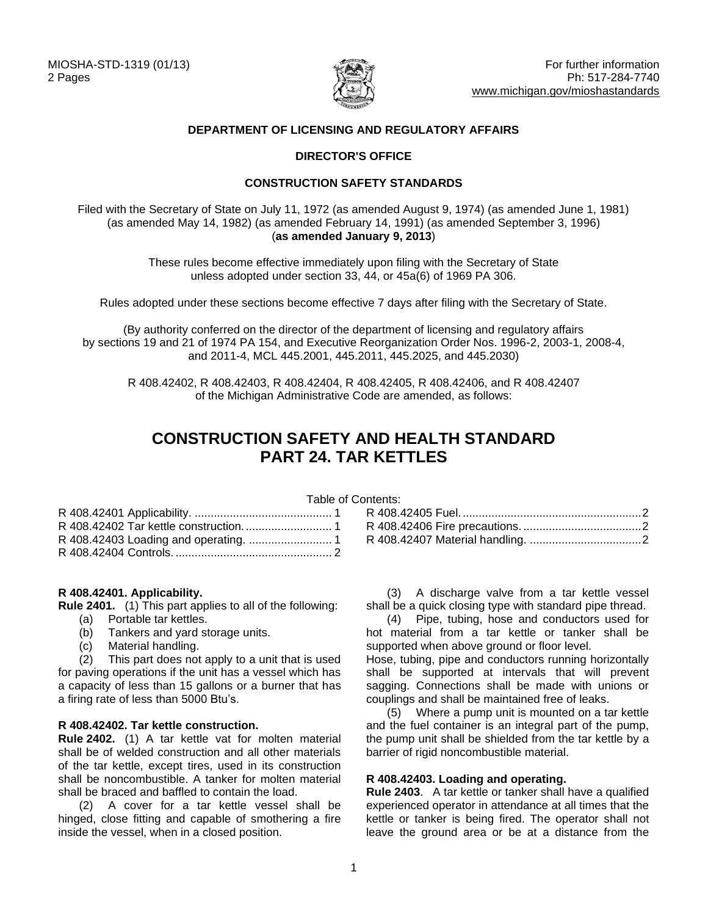MIOSHA-STD-1319 (01/13)
2 Pages

For further information
Ph: 517-284-7740
www.michigan.gov/mioshastandards

**DEPARTMENT OF LICENSING AND REGULATORY AFFAIRS**

**DIRECTOR'S OFFICE**

**CONSTRUCTION SAFETY STANDARDS**

Filed with the Secretary of State on July 11, 1972 (as amended August 9, 1974) (as amended June 1, 1981) (as amended May 14, 1982) (as amended February 14, 1991) (as amended September 3, 1996) (**as amended January 9, 2013**)

These rules become effective immediately upon filing with the Secretary of State unless adopted under section 33, 44, or 45a(6) of 1969 PA 306.

Rules adopted under these sections become effective 7 days after filing with the Secretary of State.

(By authority conferred on the director of the department of licensing and regulatory affairs by sections 19 and 21 of 1974 PA 154, and Executive Reorganization Order Nos. 1996-2, 2003-1, 2008-4, and 2011-4, MCL 445.2001, 445.2011, 445.2025, and 445.2030)

R 408.42402, R 408.42403, R 408.42404, R 408.42405, R 408.42406, and R 408.42407 of the Michigan Administrative Code are amended, as follows:

# CONSTRUCTION SAFETY AND HEALTH STANDARD PART 24. TAR KETTLES

Table of Contents:

R 408.42401 Applicability. .......... 1
R 408.42402 Tar kettle construction. .......... 1
R 408.42403 Loading and operating. .......... 1
R 408.42404 Controls. .......... 2
R 408.42405 Fuel. .......... 2
R 408.42406 Fire precautions. .......... 2
R 408.42407 Material handling. .......... 2

### R 408.42401. Applicability.

**Rule 2401.** (1) This part applies to all of the following:

(a) Portable tar kettles.
(b) Tankers and yard storage units.
(c) Material handling.

(2) This part does not apply to a unit that is used for paving operations if the unit has a vessel which has a capacity of less than 15 gallons or a burner that has a firing rate of less than 5000 Btu's.

### R 408.42402. Tar kettle construction.

**Rule 2402.** (1) A tar kettle vat for molten material shall be of welded construction and all other materials of the tar kettle, except tires, used in its construction shall be noncombustible. A tanker for molten material shall be braced and baffled to contain the load.

(2) A cover for a tar kettle vessel shall be hinged, close fitting and capable of smothering a fire inside the vessel, when in a closed position.

(3) A discharge valve from a tar kettle vessel shall be a quick closing type with standard pipe thread.

(4) Pipe, tubing, hose and conductors used for hot material from a tar kettle or tanker shall be supported when above ground or floor level.
Hose, tubing, pipe and conductors running horizontally shall be supported at intervals that will prevent sagging. Connections shall be made with unions or couplings and shall be maintained free of leaks.

(5) Where a pump unit is mounted on a tar kettle and the fuel container is an integral part of the pump, the pump unit shall be shielded from the tar kettle by a barrier of rigid noncombustible material.

### R 408.42403. Loading and operating.

**Rule 2403**. A tar kettle or tanker shall have a qualified experienced operator in attendance at all times that the kettle or tanker is being fired. The operator shall not leave the ground area or be at a distance from the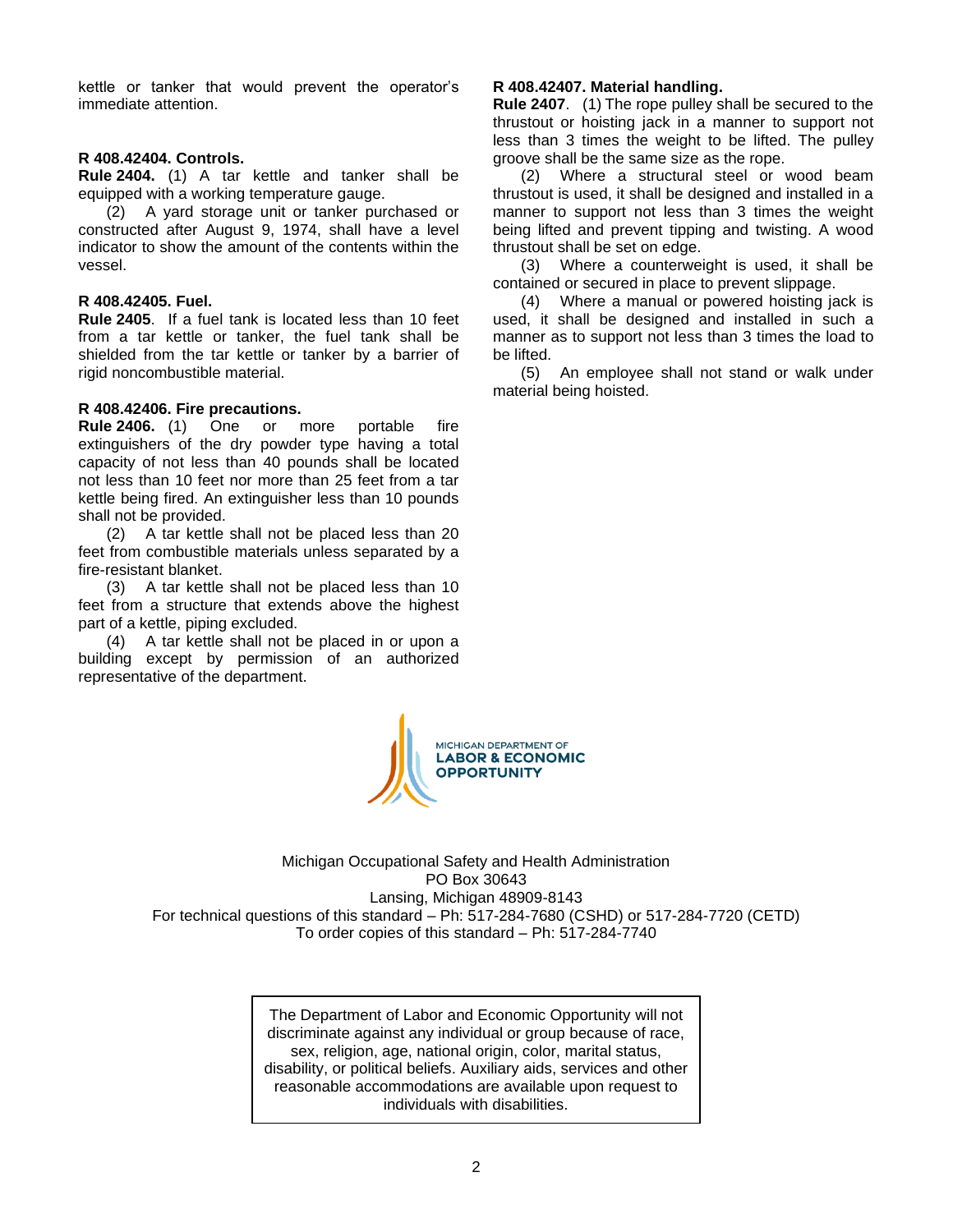kettle or tanker that would prevent the operator's immediate attention.

**R 408.42404. Controls.**

**Rule 2404.** (1) A tar kettle and tanker shall be equipped with a working temperature gauge.

(2) A yard storage unit or tanker purchased or constructed after August 9, 1974, shall have a level indicator to show the amount of the contents within the vessel.

**R 408.42405. Fuel.**

**Rule 2405**. If a fuel tank is located less than 10 feet from a tar kettle or tanker, the fuel tank shall be shielded from the tar kettle or tanker by a barrier of rigid noncombustible material.

**R 408.42406. Fire precautions.**

**Rule 2406.** (1) One or more portable fire extinguishers of the dry powder type having a total capacity of not less than 40 pounds shall be located not less than 10 feet nor more than 25 feet from a tar kettle being fired. An extinguisher less than 10 pounds shall not be provided.

(2) A tar kettle shall not be placed less than 20 feet from combustible materials unless separated by a fire-resistant blanket.

(3) A tar kettle shall not be placed less than 10 feet from a structure that extends above the highest part of a kettle, piping excluded.

(4) A tar kettle shall not be placed in or upon a building except by permission of an authorized representative of the department.

**R 408.42407. Material handling.**

**Rule 2407**. (1) The rope pulley shall be secured to the thrustout or hoisting jack in a manner to support not less than 3 times the weight to be lifted. The pulley groove shall be the same size as the rope.

(2) Where a structural steel or wood beam thrustout is used, it shall be designed and installed in a manner to support not less than 3 times the weight being lifted and prevent tipping and twisting. A wood thrustout shall be set on edge.

(3) Where a counterweight is used, it shall be contained or secured in place to prevent slippage.

(4) Where a manual or powered hoisting jack is used, it shall be designed and installed in such a manner as to support not less than 3 times the load to be lifted.

(5) An employee shall not stand or walk under material being hoisted.

MICHIGAN DEPARTMENT OF
LABOR & ECONOMIC
OPPORTUNITY

Michigan Occupational Safety and Health Administration
PO Box 30643
Lansing, Michigan 48909-8143
For technical questions of this standard – Ph: 517-284-7680 (CSHD) or 517-284-7720 (CETD)
To order copies of this standard – Ph: 517-284-7740

The Department of Labor and Economic Opportunity will not discriminate against any individual or group because of race, sex, religion, age, national origin, color, marital status, disability, or political beliefs. Auxiliary aids, services and other reasonable accommodations are available upon request to individuals with disabilities.